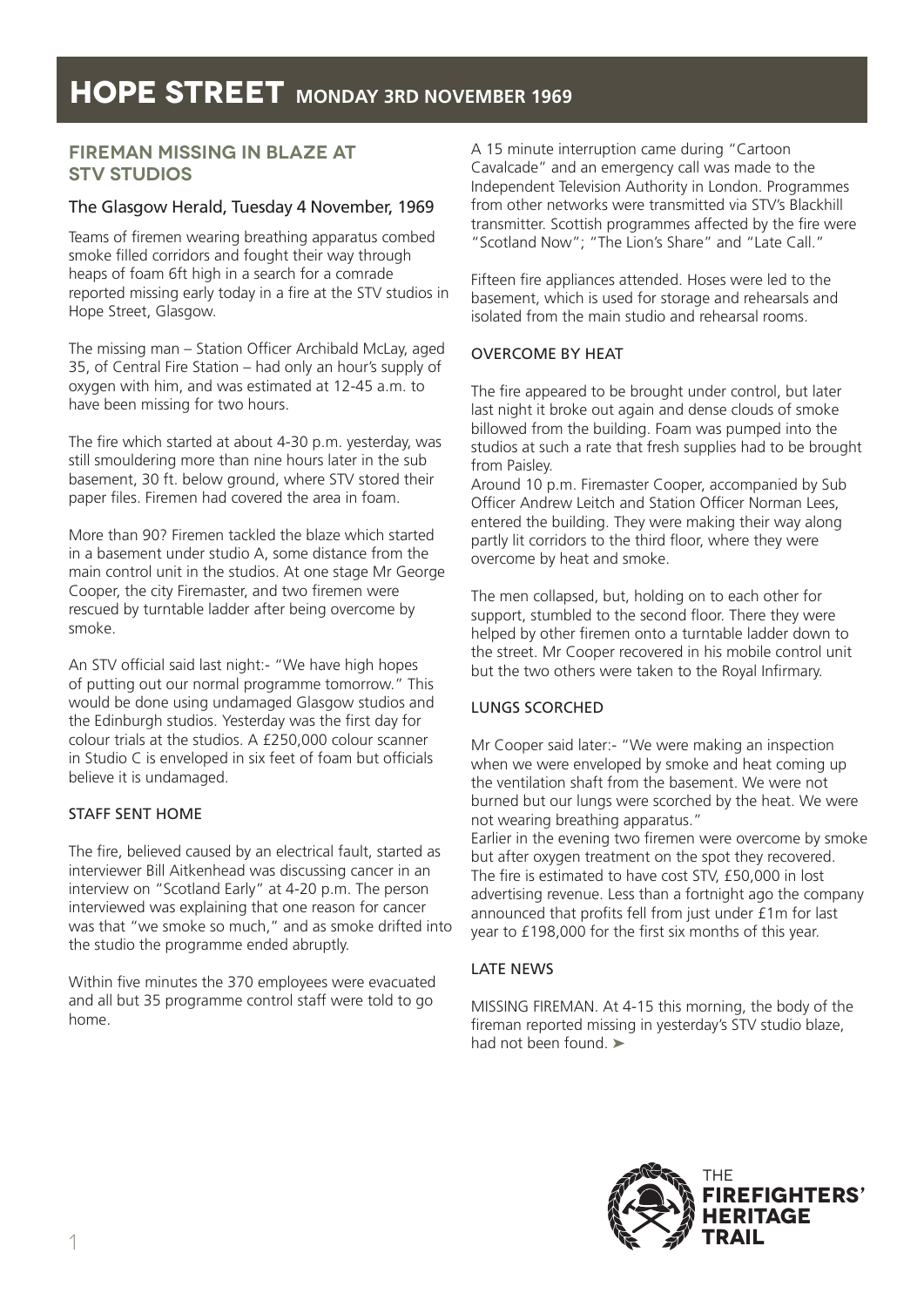# HOPE STREET MONDAY 3RD NOVEMBER 1969

## FIREMAN MISSING IN BLAZE AT STV STUDIOS

### The Glasgow Herald, Tuesday 4 November, 1969

Teams of firemen wearing breathing apparatus combed smoke filled corridors and fought their way through heaps of foam 6ft high in a search for a comrade reported missing early today in a fire at the STV studios in Hope Street, Glasgow.

The missing man – Station Officer Archibald McLay, aged 35, of Central Fire Station – had only an hour's supply of oxygen with him, and was estimated at 12-45 a.m. to have been missing for two hours.

The fire which started at about 4-30 p.m. yesterday, was still smouldering more than nine hours later in the sub basement, 30 ft. below ground, where STV stored their paper files. Firemen had covered the area in foam.

More than 90? Firemen tackled the blaze which started in a basement under studio A, some distance from the main control unit in the studios. At one stage Mr George Cooper, the city Firemaster, and two firemen were rescued by turntable ladder after being overcome by smoke.

An STV official said last night:- "We have high hopes of putting out our normal programme tomorrow." This would be done using undamaged Glasgow studios and the Edinburgh studios. Yesterday was the first day for colour trials at the studios. A £250,000 colour scanner in Studio C is enveloped in six feet of foam but officials believe it is undamaged.

#### STAFF SENT HOME

The fire, believed caused by an electrical fault, started as interviewer Bill Aitkenhead was discussing cancer in an interview on "Scotland Early" at 4-20 p.m. The person interviewed was explaining that one reason for cancer was that "we smoke so much," and as smoke drifted into the studio the programme ended abruptly.

Within five minutes the 370 employees were evacuated and all but 35 programme control staff were told to go home.

A 15 minute interruption came during "Cartoon Cavalcade" and an emergency call was made to the Independent Television Authority in London. Programmes from other networks were transmitted via STV's Blackhill transmitter. Scottish programmes affected by the fire were "Scotland Now"; "The Lion's Share" and "Late Call."

Fifteen fire appliances attended. Hoses were led to the basement, which is used for storage and rehearsals and isolated from the main studio and rehearsal rooms.

#### OVERCOME BY HEAT

The fire appeared to be brought under control, but later last night it broke out again and dense clouds of smoke billowed from the building. Foam was pumped into the studios at such a rate that fresh supplies had to be brought from Paisley.

Around 10 p.m. Firemaster Cooper, accompanied by Sub Officer Andrew Leitch and Station Officer Norman Lees, entered the building. They were making their way along partly lit corridors to the third floor, where they were overcome by heat and smoke.

The men collapsed, but, holding on to each other for support, stumbled to the second floor. There they were helped by other firemen onto a turntable ladder down to the street. Mr Cooper recovered in his mobile control unit but the two others were taken to the Royal Infirmary.

#### LUNGS SCORCHED

Mr Cooper said later:- "We were making an inspection when we were enveloped by smoke and heat coming up the ventilation shaft from the basement. We were not burned but our lungs were scorched by the heat. We were not wearing breathing apparatus."

Earlier in the evening two firemen were overcome by smoke but after oxygen treatment on the spot they recovered. The fire is estimated to have cost STV, £50,000 in lost advertising revenue. Less than a fortnight ago the company announced that profits fell from just under £1m for last year to £198,000 for the first six months of this year.

#### LATE NEWS

MISSING FIREMAN. At 4-15 this morning, the body of the fireman reported missing in yesterday's STV studio blaze, had not been found. ➤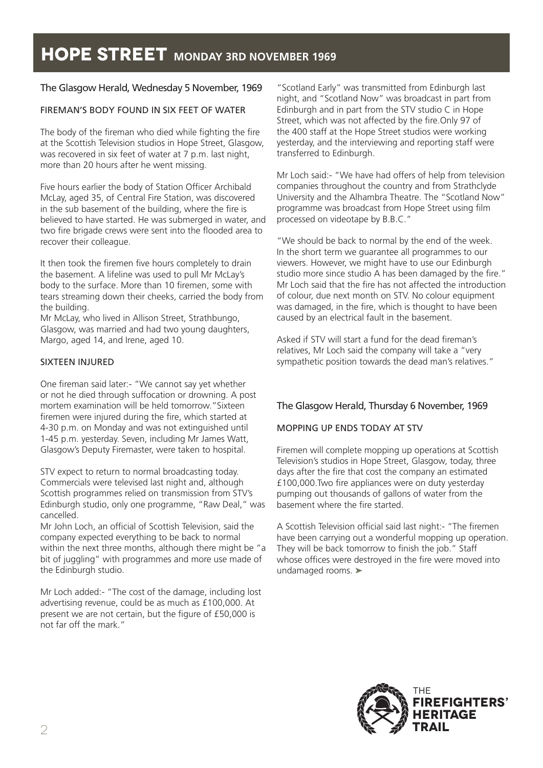# HOPE STREET MONDAY 3RD NOVEMBER 1969

## The Glasgow Herald, Wednesday 5 November, 1969

### FIREMAN'S BODY FOUND IN SIX FEET OF WATER

The body of the fireman who died while fighting the fire at the Scottish Television studios in Hope Street, Glasgow, was recovered in six feet of water at 7 p.m. last night, more than 20 hours after he went missing.

Five hours earlier the body of Station Officer Archibald McLay, aged 35, of Central Fire Station, was discovered in the sub basement of the building, where the fire is believed to have started. He was submerged in water, and two fire brigade crews were sent into the flooded area to recover their colleague.

It then took the firemen five hours completely to drain the basement. A lifeline was used to pull Mr McLay's body to the surface. More than 10 firemen, some with tears streaming down their cheeks, carried the body from the building.
Mr McLay, who lived in Allison Street, Strathbungo, Glasgow, was married and had two young daughters, Margo, aged 14, and Irene, aged 10.

### SIXTEEN INJURED

One fireman said later:- "We cannot say yet whether or not he died through suffocation or drowning. A post mortem examination will be held tomorrow."Sixteen firemen were injured during the fire, which started at 4-30 p.m. on Monday and was not extinguished until 1-45 p.m. yesterday. Seven, including Mr James Watt, Glasgow's Deputy Firemaster, were taken to hospital.

STV expect to return to normal broadcasting today. Commercials were televised last night and, although Scottish programmes relied on transmission from STV's Edinburgh studio, only one programme, "Raw Deal," was cancelled.
Mr John Loch, an official of Scottish Television, said the company expected everything to be back to normal within the next three months, although there might be "a bit of juggling" with programmes and more use made of the Edinburgh studio.

Mr Loch added:- "The cost of the damage, including lost advertising revenue, could be as much as £100,000. At present we are not certain, but the figure of £50,000 is not far off the mark."

"Scotland Early" was transmitted from Edinburgh last night, and "Scotland Now" was broadcast in part from Edinburgh and in part from the STV studio C in Hope Street, which was not affected by the fire.Only 97 of the 400 staff at the Hope Street studios were working yesterday, and the interviewing and reporting staff were transferred to Edinburgh.

Mr Loch said:- "We have had offers of help from television companies throughout the country and from Strathclyde University and the Alhambra Theatre. The "Scotland Now" programme was broadcast from Hope Street using film processed on videotape by B.B.C."

"We should be back to normal by the end of the week. In the short term we guarantee all programmes to our viewers. However, we might have to use our Edinburgh studio more since studio A has been damaged by the fire." Mr Loch said that the fire has not affected the introduction of colour, due next month on STV. No colour equipment was damaged, in the fire, which is thought to have been caused by an electrical fault in the basement.

Asked if STV will start a fund for the dead fireman's relatives, Mr Loch said the company will take a "very sympathetic position towards the dead man's relatives."

## The Glasgow Herald, Thursday 6 November, 1969

### MOPPING UP ENDS TODAY AT STV

Firemen will complete mopping up operations at Scottish Television's studios in Hope Street, Glasgow, today, three days after the fire that cost the company an estimated £100,000.Two fire appliances were on duty yesterday pumping out thousands of gallons of water from the basement where the fire started.

A Scottish Television official said last night:- "The firemen have been carrying out a wonderful mopping up operation. They will be back tomorrow to finish the job." Staff whose offices were destroyed in the fire were moved into undamaged rooms. ➤

THE FIREFIGHTERS' HERITAGE TRAIL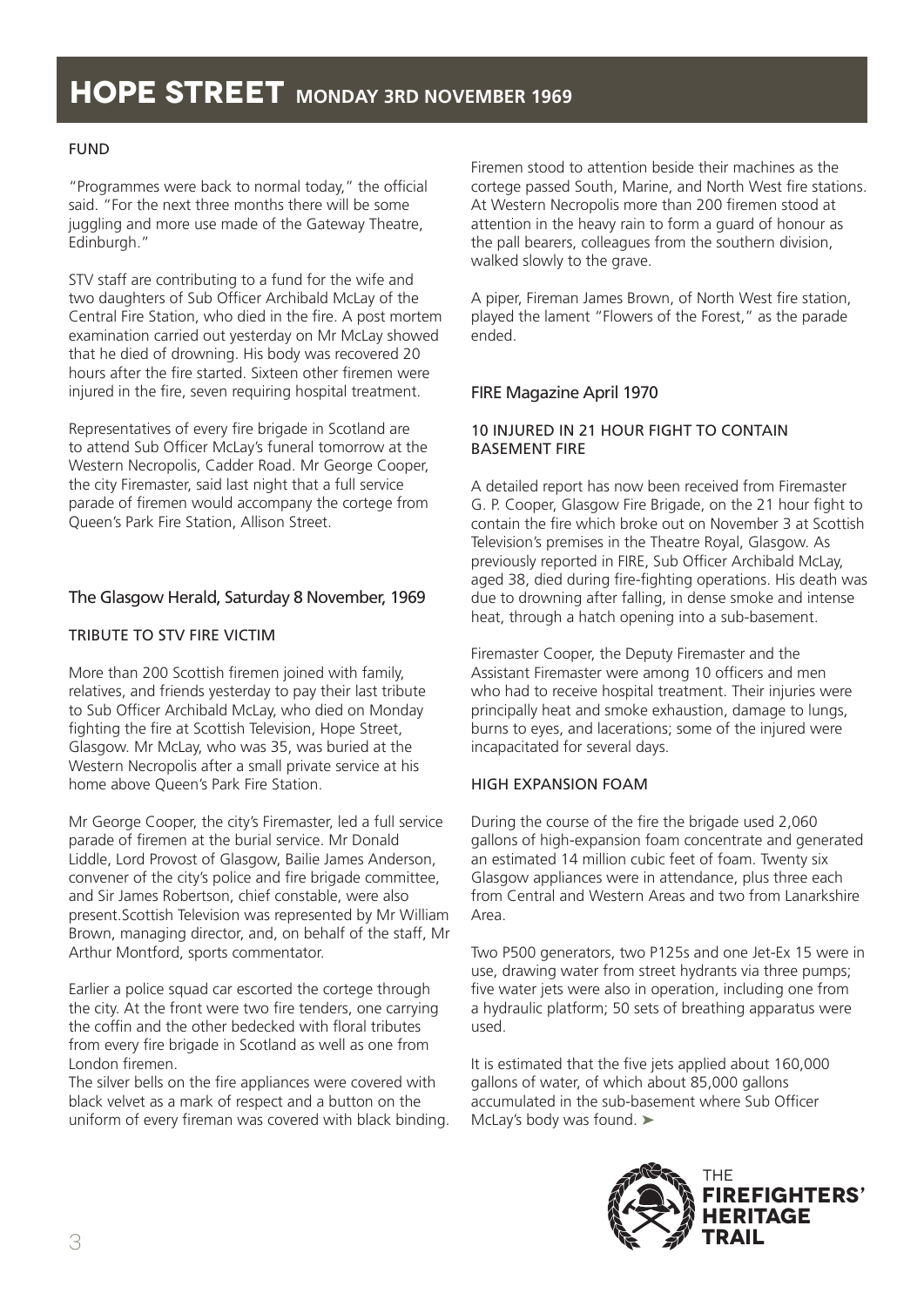# HOPE STREET MONDAY 3RD NOVEMBER 1969

FUND

"Programmes were back to normal today," the official said. "For the next three months there will be some juggling and more use made of the Gateway Theatre, Edinburgh."

STV staff are contributing to a fund for the wife and two daughters of Sub Officer Archibald McLay of the Central Fire Station, who died in the fire. A post mortem examination carried out yesterday on Mr McLay showed that he died of drowning. His body was recovered 20 hours after the fire started. Sixteen other firemen were injured in the fire, seven requiring hospital treatment.

Representatives of every fire brigade in Scotland are to attend Sub Officer McLay's funeral tomorrow at the Western Necropolis, Cadder Road. Mr George Cooper, the city Firemaster, said last night that a full service parade of firemen would accompany the cortege from Queen's Park Fire Station, Allison Street.

## The Glasgow Herald, Saturday 8 November, 1969

TRIBUTE TO STV FIRE VICTIM

More than 200 Scottish firemen joined with family, relatives, and friends yesterday to pay their last tribute to Sub Officer Archibald McLay, who died on Monday fighting the fire at Scottish Television, Hope Street, Glasgow. Mr McLay, who was 35, was buried at the Western Necropolis after a small private service at his home above Queen's Park Fire Station.

Mr George Cooper, the city's Firemaster, led a full service parade of firemen at the burial service. Mr Donald Liddle, Lord Provost of Glasgow, Bailie James Anderson, convener of the city's police and fire brigade committee, and Sir James Robertson, chief constable, were also present.Scottish Television was represented by Mr William Brown, managing director, and, on behalf of the staff, Mr Arthur Montford, sports commentator.

Earlier a police squad car escorted the cortege through the city. At the front were two fire tenders, one carrying the coffin and the other bedecked with floral tributes from every fire brigade in Scotland as well as one from London firemen.
The silver bells on the fire appliances were covered with black velvet as a mark of respect and a button on the uniform of every fireman was covered with black binding.

Firemen stood to attention beside their machines as the cortege passed South, Marine, and North West fire stations. At Western Necropolis more than 200 firemen stood at attention in the heavy rain to form a guard of honour as the pall bearers, colleagues from the southern division, walked slowly to the grave.

A piper, Fireman James Brown, of North West fire station, played the lament "Flowers of the Forest," as the parade ended.

## FIRE Magazine April 1970

10 INJURED IN 21 HOUR FIGHT TO CONTAIN BASEMENT FIRE

A detailed report has now been received from Firemaster G. P. Cooper, Glasgow Fire Brigade, on the 21 hour fight to contain the fire which broke out on November 3 at Scottish Television's premises in the Theatre Royal, Glasgow. As previously reported in FIRE, Sub Officer Archibald McLay, aged 38, died during fire-fighting operations. His death was due to drowning after falling, in dense smoke and intense heat, through a hatch opening into a sub-basement.

Firemaster Cooper, the Deputy Firemaster and the Assistant Firemaster were among 10 officers and men who had to receive hospital treatment. Their injuries were principally heat and smoke exhaustion, damage to lungs, burns to eyes, and lacerations; some of the injured were incapacitated for several days.

HIGH EXPANSION FOAM

During the course of the fire the brigade used 2,060 gallons of high-expansion foam concentrate and generated an estimated 14 million cubic feet of foam. Twenty six Glasgow appliances were in attendance, plus three each from Central and Western Areas and two from Lanarkshire Area.

Two P500 generators, two P125s and one Jet-Ex 15 were in use, drawing water from street hydrants via three pumps; five water jets were also in operation, including one from a hydraulic platform; 50 sets of breathing apparatus were used.

It is estimated that the five jets applied about 160,000 gallons of water, of which about 85,000 gallons accumulated in the sub-basement where Sub Officer McLay's body was found. ➤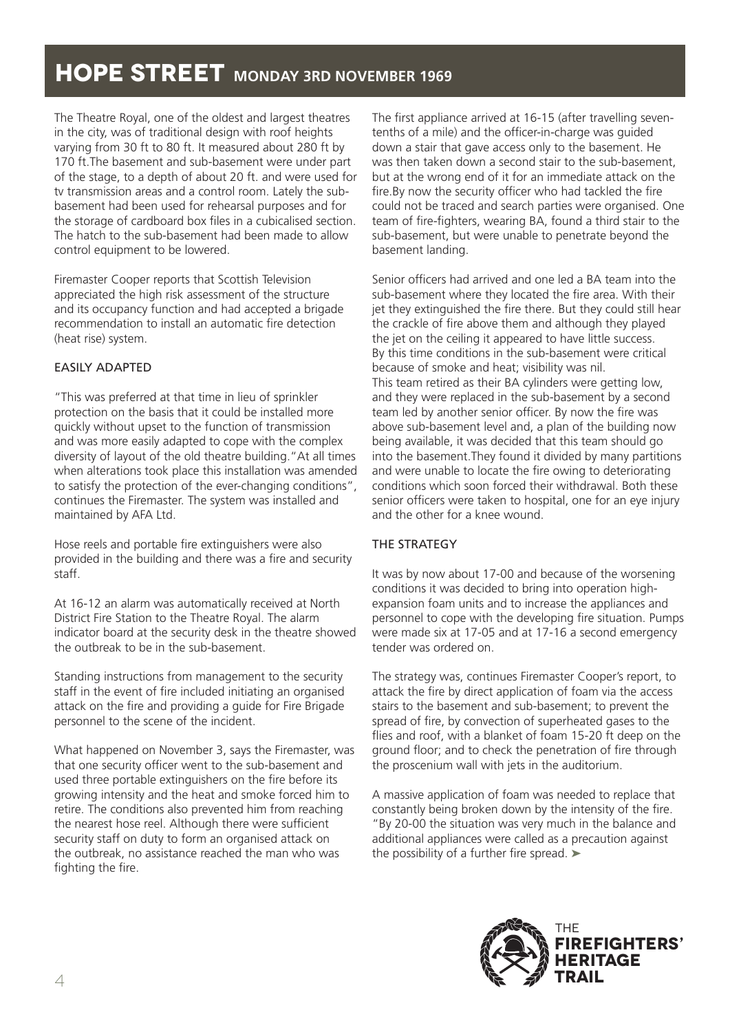# HOPE STREET MONDAY 3RD NOVEMBER 1969

The Theatre Royal, one of the oldest and largest theatres in the city, was of traditional design with roof heights varying from 30 ft to 80 ft. It measured about 280 ft by 170 ft.The basement and sub-basement were under part of the stage, to a depth of about 20 ft. and were used for tv transmission areas and a control room. Lately the sub-basement had been used for rehearsal purposes and for the storage of cardboard box files in a cubicalised section. The hatch to the sub-basement had been made to allow control equipment to be lowered.

Firemaster Cooper reports that Scottish Television appreciated the high risk assessment of the structure and its occupancy function and had accepted a brigade recommendation to install an automatic fire detection (heat rise) system.

## EASILY ADAPTED

"This was preferred at that time in lieu of sprinkler protection on the basis that it could be installed more quickly without upset to the function of transmission and was more easily adapted to cope with the complex diversity of layout of the old theatre building."At all times when alterations took place this installation was amended to satisfy the protection of the ever-changing conditions", continues the Firemaster. The system was installed and maintained by AFA Ltd.

Hose reels and portable fire extinguishers were also provided in the building and there was a fire and security staff.

At 16-12 an alarm was automatically received at North District Fire Station to the Theatre Royal. The alarm indicator board at the security desk in the theatre showed the outbreak to be in the sub-basement.

Standing instructions from management to the security staff in the event of fire included initiating an organised attack on the fire and providing a guide for Fire Brigade personnel to the scene of the incident.

What happened on November 3, says the Firemaster, was that one security officer went to the sub-basement and used three portable extinguishers on the fire before its growing intensity and the heat and smoke forced him to retire. The conditions also prevented him from reaching the nearest hose reel. Although there were sufficient security staff on duty to form an organised attack on the outbreak, no assistance reached the man who was fighting the fire.

The first appliance arrived at 16-15 (after travelling seven-tenths of a mile) and the officer-in-charge was guided down a stair that gave access only to the basement. He was then taken down a second stair to the sub-basement, but at the wrong end of it for an immediate attack on the fire.By now the security officer who had tackled the fire could not be traced and search parties were organised. One team of fire-fighters, wearing BA, found a third stair to the sub-basement, but were unable to penetrate beyond the basement landing.

Senior officers had arrived and one led a BA team into the sub-basement where they located the fire area. With their jet they extinguished the fire there. But they could still hear the crackle of fire above them and although they played the jet on the ceiling it appeared to have little success. By this time conditions in the sub-basement were critical because of smoke and heat; visibility was nil.
This team retired as their BA cylinders were getting low, and they were replaced in the sub-basement by a second team led by another senior officer. By now the fire was above sub-basement level and, a plan of the building now being available, it was decided that this team should go into the basement.They found it divided by many partitions and were unable to locate the fire owing to deteriorating conditions which soon forced their withdrawal. Both these senior officers were taken to hospital, one for an eye injury and the other for a knee wound.

## THE STRATEGY

It was by now about 17-00 and because of the worsening conditions it was decided to bring into operation high-expansion foam units and to increase the appliances and personnel to cope with the developing fire situation. Pumps were made six at 17-05 and at 17-16 a second emergency tender was ordered on.

The strategy was, continues Firemaster Cooper's report, to attack the fire by direct application of foam via the access stairs to the basement and sub-basement; to prevent the spread of fire, by convection of superheated gases to the flies and roof, with a blanket of foam 15-20 ft deep on the ground floor; and to check the penetration of fire through the proscenium wall with jets in the auditorium.

A massive application of foam was needed to replace that constantly being broken down by the intensity of the fire. "By 20-00 the situation was very much in the balance and additional appliances were called as a precaution against the possibility of a further fire spread. ➤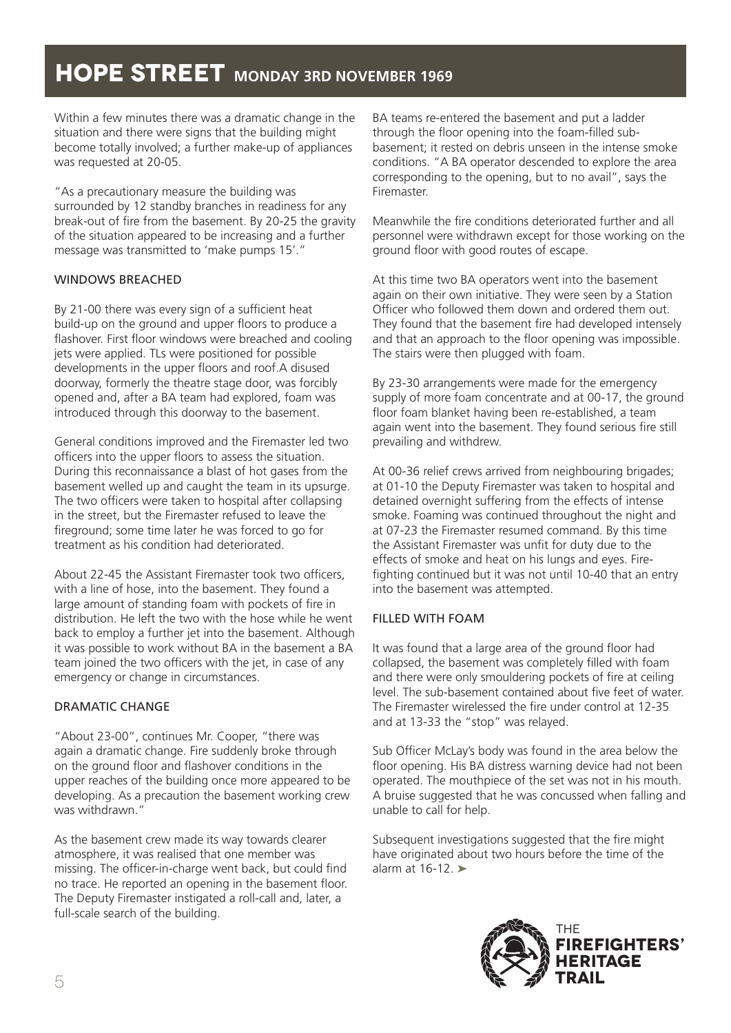# HOPE STREET MONDAY 3RD NOVEMBER 1969

Within a few minutes there was a dramatic change in the situation and there were signs that the building might become totally involved; a further make-up of appliances was requested at 20-05.

"As a precautionary measure the building was surrounded by 12 standby branches in readiness for any break-out of fire from the basement. By 20-25 the gravity of the situation appeared to be increasing and a further message was transmitted to 'make pumps 15'."

## WINDOWS BREACHED

By 21-00 there was every sign of a sufficient heat build-up on the ground and upper floors to produce a flashover. First floor windows were breached and cooling jets were applied. TLs were positioned for possible developments in the upper floors and roof.A disused doorway, formerly the theatre stage door, was forcibly opened and, after a BA team had explored, foam was introduced through this doorway to the basement.

General conditions improved and the Firemaster led two officers into the upper floors to assess the situation. During this reconnaissance a blast of hot gases from the basement welled up and caught the team in its upsurge. The two officers were taken to hospital after collapsing in the street, but the Firemaster refused to leave the fireground; some time later he was forced to go for treatment as his condition had deteriorated.

About 22-45 the Assistant Firemaster took two officers, with a line of hose, into the basement. They found a large amount of standing foam with pockets of fire in distribution. He left the two with the hose while he went back to employ a further jet into the basement. Although it was possible to work without BA in the basement a BA team joined the two officers with the jet, in case of any emergency or change in circumstances.

## DRAMATIC CHANGE

"About 23-00", continues Mr. Cooper, "there was again a dramatic change. Fire suddenly broke through on the ground floor and flashover conditions in the upper reaches of the building once more appeared to be developing. As a precaution the basement working crew was withdrawn."

As the basement crew made its way towards clearer atmosphere, it was realised that one member was missing. The officer-in-charge went back, but could find no trace. He reported an opening in the basement floor. The Deputy Firemaster instigated a roll-call and, later, a full-scale search of the building.

BA teams re-entered the basement and put a ladder through the floor opening into the foam-filled sub-basement; it rested on debris unseen in the intense smoke conditions. "A BA operator descended to explore the area corresponding to the opening, but to no avail", says the Firemaster.

Meanwhile the fire conditions deteriorated further and all personnel were withdrawn except for those working on the ground floor with good routes of escape.

At this time two BA operators went into the basement again on their own initiative. They were seen by a Station Officer who followed them down and ordered them out. They found that the basement fire had developed intensely and that an approach to the floor opening was impossible. The stairs were then plugged with foam.

By 23-30 arrangements were made for the emergency supply of more foam concentrate and at 00-17, the ground floor foam blanket having been re-established, a team again went into the basement. They found serious fire still prevailing and withdrew.

At 00-36 relief crews arrived from neighbouring brigades; at 01-10 the Deputy Firemaster was taken to hospital and detained overnight suffering from the effects of intense smoke. Foaming was continued throughout the night and at 07-23 the Firemaster resumed command. By this time the Assistant Firemaster was unfit for duty due to the effects of smoke and heat on his lungs and eyes. Fire-fighting continued but it was not until 10-40 that an entry into the basement was attempted.

## FILLED WITH FOAM

It was found that a large area of the ground floor had collapsed, the basement was completely filled with foam and there were only smouldering pockets of fire at ceiling level. The sub-basement contained about five feet of water. The Firemaster wirelessed the fire under control at 12-35 and at 13-33 the "stop" was relayed.

Sub Officer McLay's body was found in the area below the floor opening. His BA distress warning device had not been operated. The mouthpiece of the set was not in his mouth. A bruise suggested that he was concussed when falling and unable to call for help.

Subsequent investigations suggested that the fire might have originated about two hours before the time of the alarm at 16-12. ➤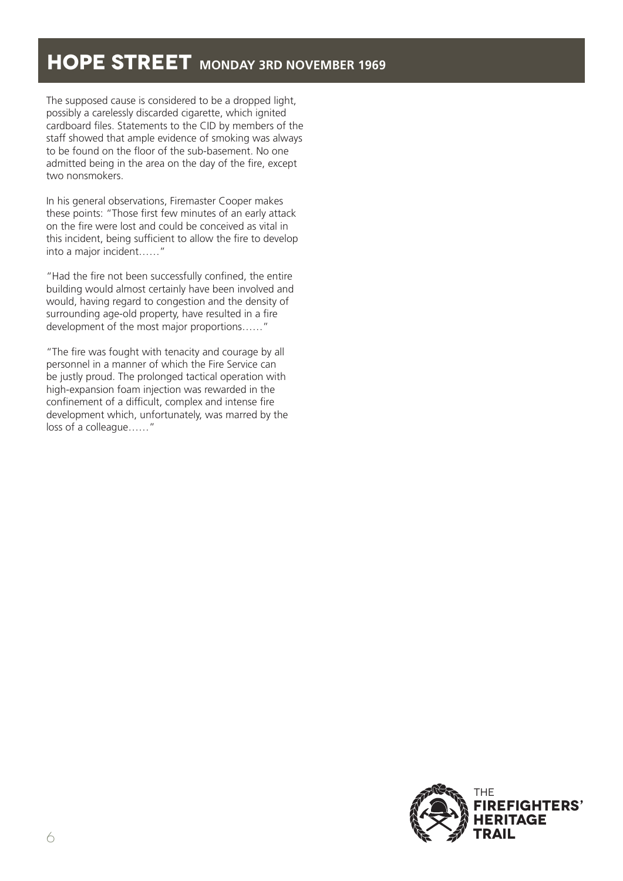# HOPE STREET MONDAY 3RD NOVEMBER 1969

The supposed cause is considered to be a dropped light, possibly a carelessly discarded cigarette, which ignited cardboard files. Statements to the CID by members of the staff showed that ample evidence of smoking was always to be found on the floor of the sub-basement. No one admitted being in the area on the day of the fire, except two nonsmokers.

In his general observations, Firemaster Cooper makes these points: "Those first few minutes of an early attack on the fire were lost and could be conceived as vital in this incident, being sufficient to allow the fire to develop into a major incident……"

"Had the fire not been successfully confined, the entire building would almost certainly have been involved and would, having regard to congestion and the density of surrounding age-old property, have resulted in a fire development of the most major proportions……"

"The fire was fought with tenacity and courage by all personnel in a manner of which the Fire Service can be justly proud. The prolonged tactical operation with high-expansion foam injection was rewarded in the confinement of a difficult, complex and intense fire development which, unfortunately, was marred by the loss of a colleague……"

THE FIREFIGHTERS' HERITAGE TRAIL